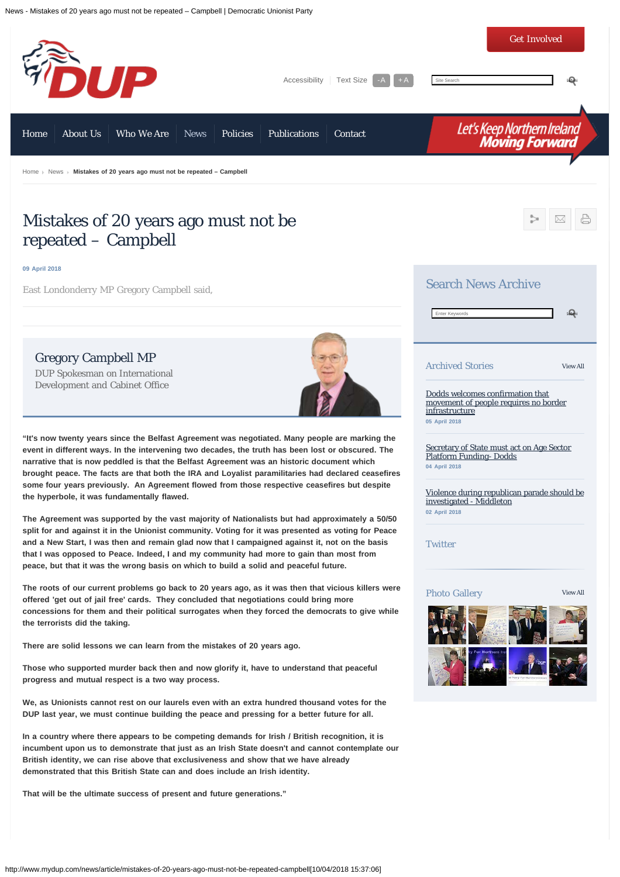News - Mistakes of 20 years ago must not be repeated – Campbell | Democratic Unionist Party

Get Involved

Accessibility | Text Size -A +A

Home | About Us | Who We Are | News | Policies | Publications | Contact

Let's Keep Northern Ireland Moving Forward

Home › News › **Mistakes of 20 years ago must not be repeated – Campbell**

# Mistakes of 20 years ago must not be repeated – Campbell

**09 April 2018**

East Londonderry MP Gregory Campbell said,

## Gregory Campbell MP

DUP Spokesman on International Development and Cabinet Office

**"It's now twenty years since the Belfast Agreement was negotiated. Many people are marking the event in different ways. In the intervening two decades, the truth has been lost or obscured. The narrative that is now peddled is that the Belfast Agreement was an historic document which brought peace. The facts are that both the IRA and Loyalist paramilitaries had declared ceasefires some four years previously. An Agreement flowed from those respective ceasefires but despite the hyperbole, it was fundamentally flawed.**

**The Agreement was supported by the vast majority of Nationalists but had approximately a 50/50 split for and against it in the Unionist community. Voting for it was presented as voting for Peace and a New Start, I was then and remain glad now that I campaigned against it, not on the basis that I was opposed to Peace. Indeed, I and my community had more to gain than most from peace, but that it was the wrong basis on which to build a solid and peaceful future.**

**The roots of our current problems go back to 20 years ago, as it was then that vicious killers were offered 'get out of jail free' cards. They concluded that negotiations could bring more concessions for them and their political surrogates when they forced the democrats to give while the terrorists did the taking.**

**There are solid lessons we can learn from the mistakes of 20 years ago.**

**Those who supported murder back then and now glorify it, have to understand that peaceful progress and mutual respect is a two way process.**

**We, as Unionists cannot rest on our laurels even with an extra hundred thousand votes for the DUP last year, we must continue building the peace and pressing for a better future for all.**

**In a country where there appears to be competing demands for Irish / British recognition, it is incumbent upon us to demonstrate that just as an Irish State doesn't and cannot contemplate our British identity, we can rise above that exclusiveness and show that we have already demonstrated that this British State can and does include an Irish identity.**

**That will be the ultimate success of present and future generations."**

## Search News Archive

## Archived Stories

View All

Dodds welcomes confirmation that movement of people requires no border infrastructure
05 April 2018

Secretary of State must act on Age Sector Platform Funding- Dodds
04 April 2018

Violence during republican parade should be investigated - Middleton
02 April 2018

## Twitter

## Photo Gallery

View All

http://www.mydup.com/news/article/mistakes-of-20-years-ago-must-not-be-repeated-campbell[10/04/2018 15:37:06]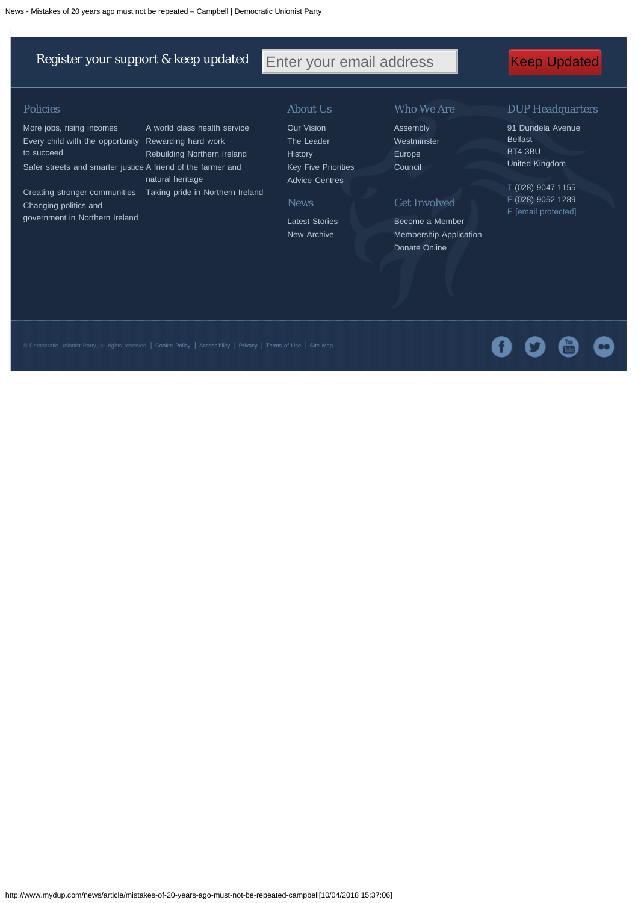Register your support & keep updated

Enter your email address

Keep Updated

## Policies

- More jobs, rising incomes
- Every child with the opportunity to succeed
- Safer streets and smarter justice
- Creating stronger communities
- Changing politics and government in Northern Ireland
- A world class health service
- Rewarding hard work
- Rebuilding Northern Ireland
- A friend of the farmer and natural heritage
- Taking pride in Northern Ireland

## About Us

- Our Vision
- The Leader
- History
- Key Five Priorities
- Advice Centres

## News

- Latest Stories
- New Archive

## Who We Are

- Assembly
- Westminster
- Europe
- Council

## Get Involved

- Become a Member
- Membership Application
- Donate Online

## DUP Headquarters

91 Dundela Avenue
Belfast
BT4 3BU
United Kingdom

T (028) 9047 1155
F (028) 9052 1289
E [email protected]

© Democratic Unionist Party, all rights reserved | Cookie Policy | Accessibility | Privacy | Terms of Use | Site Map